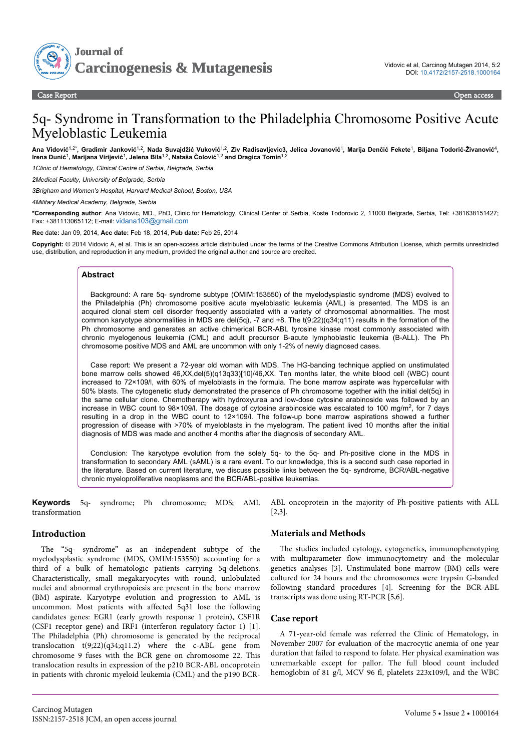Case Report Open access

# 5q- Syndrome in Transformation to the Philadelphia Chromosome Positive Acute Myeloblastic Leukemia

**Ana Vidović[1,2*], Gradimir Janković[1,2], Nada Suvajdžić Vuković[1,2], Ziv Radisavljevic3, Jelica Jovanović[1], Marija Denčić Fekete[1], Biljana Todorić-Živanović[4], Irena Đunić[1], Marijana Virijević[1], Jelena Bila[1,2], Nataša Čolović[1,2] and Dragica Tomin[1,2]**

*1Clinic of Hematology, Clinical Centre of Serbia, Belgrade, Serbia*

*2Medical Faculty, University of Belgrade, Serbia*

*3Brigham and Women's Hospital, Harvard Medical School, Boston, USA*

*4Military Medical Academy, Belgrade, Serbia*

**\*Corresponding author**: Ana Vidovic, MD., PhD, Clinic for Hematology, Clinical Center of Serbia, Koste Todorovic 2, 11000 Belgrade, Serbia, Tel: +381638151427; Fax: +381113065112; E-mail: vidana103@gmail.com

**Rec** date**:** Jan 09, 2014, **Acc date:** Feb 18, 2014, **Pub date:** Feb 25, 2014

**Copyright:** © 2014 Vidovic A, et al. This is an open-access article distributed under the terms of the Creative Commons Attribution License, which permits unrestricted use, distribution, and reproduction in any medium, provided the original author and source are credited.

## Abstract

Background: A rare 5q- syndrome subtype (OMIM:153550) of the myelodysplastic syndrome (MDS) evolved to the Philadelphia (Ph) chromosome positive acute myeloblastic leukemia (AML) is presented. The MDS is an acquired clonal stem cell disorder frequently associated with a variety of chromosomal abnormalities. The most common karyotype abnormalities in MDS are del(5q), -7 and +8. The t(9;22)(q34;q11) results in the formation of the Ph chromosome and generates an active chimerical BCR-ABL tyrosine kinase most commonly associated with chronic myelogenous leukemia (CML) and adult precursor B-acute lymphoblastic leukemia (B-ALL). The Ph chromosome positive MDS and AML are uncommon with only 1-2% of newly diagnosed cases.

Case report: We present a 72-year old woman with MDS. The HG-banding technique applied on unstimulated bone marrow cells showed 46,XX,del(5)(q13q33)[10]/46,XX. Ten months later, the white blood cell (WBC) count increased to 72×109/l, with 60% of myeloblasts in the formula. The bone marrow aspirate was hypercellular with 50% blasts. The cytogenetic study demonstrated the presence of Ph chromosome together with the initial del(5q) in the same cellular clone. Chemotherapy with hydroxyurea and low-dose cytosine arabinoside was followed by an increase in WBC count to 98×109/l. The dosage of cytosine arabinoside was escalated to 100 mg/m$^2$, for 7 days resulting in a drop in the WBC count to 12×109/l. The follow-up bone marrow aspirations showed a further progression of disease with >70% of myeloblasts in the myelogram. The patient lived 10 months after the initial diagnosis of MDS was made and another 4 months after the diagnosis of secondary AML.

Conclusion: The karyotype evolution from the solely 5q- to the 5q- and Ph-positive clone in the MDS in transformation to secondary AML (sAML) is a rare event. To our knowledge, this is a second such case reported in the literature. Based on current literature, we discuss possible links between the 5q- syndrome, BCR/ABL-negative chronic myeloproliferative neoplasms and the BCR/ABL-positive leukemias.

**Keywords** 5q- syndrome; Ph chromosome; MDS; AML transformation

## Introduction

The "5q- syndrome" as an independent subtype of the myelodysplastic syndrome (MDS, OMIM:153550) accounting for a third of a bulk of hematologic patients carrying 5q-deletions. Characteristically, small megakaryocytes with round, unlobulated nuclei and abnormal erythropoiesis are present in the bone marrow (BM) aspirate. Karyotype evolution and progression to AML is uncommon. Most patients with affected 5q31 lose the following candidates genes: EGR1 (early growth response 1 protein), CSF1R (CSF1 receptor gene) and IRF1 (interferon regulatory factor 1) [1]. The Philadelphia (Ph) chromosome is generated by the reciprocal translocation t(9;22)(q34;q11.2) where the c-ABL gene from chromosome 9 fuses with the BCR gene on chromosome 22. This translocation results in expression of the p210 BCR-ABL oncoprotein in patients with chronic myeloid leukemia (CML) and the p190 BCR-ABL oncoprotein in the majority of Ph-positive patients with ALL [2,3].

## Materials and Methods

The studies included cytology, cytogenetics, immunophenotyping with multiparameter flow immunocytometry and the molecular genetics analyses [3]. Unstimulated bone marrow (BM) cells were cultured for 24 hours and the chromosomes were trypsin G-banded following standard procedures [4]. Screening for the BCR-ABL transcripts was done using RT-PCR [5,6].

## Case report

A 71-year-old female was referred the Clinic of Hematology, in November 2007 for evaluation of the macrocytic anemia of one year duration that failed to respond to folate. Her physical examination was unremarkable except for pallor. The full blood count included hemoglobin of 81 g/l, MCV 96 fl, platelets 223x109/l, and the WBC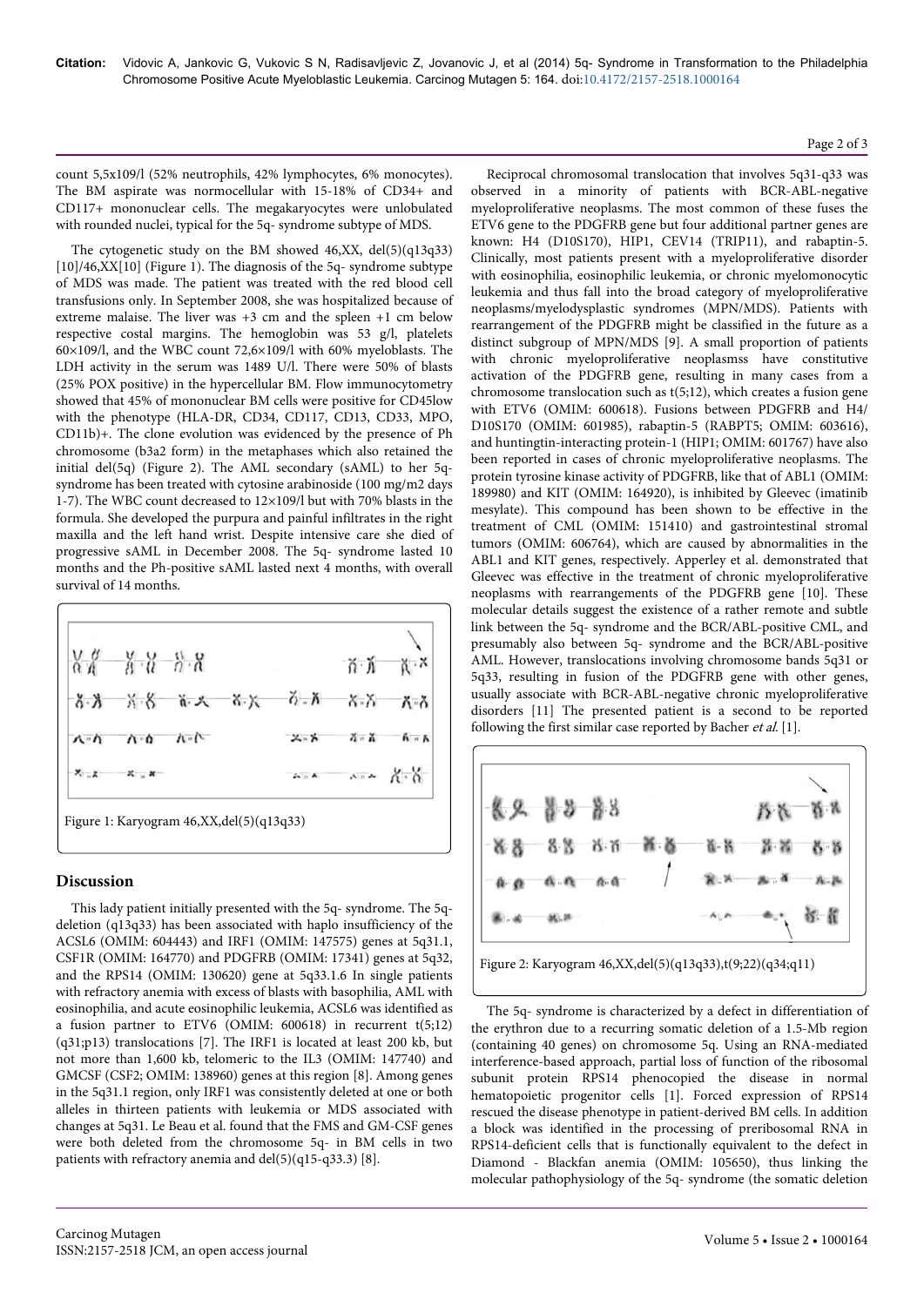count 5,5x109/l (52% neutrophils, 42% lymphocytes, 6% monocytes). The BM aspirate was normocellular with 15-18% of CD34+ and CD117+ mononuclear cells. The megakaryocytes were unlobulated with rounded nuclei, typical for the 5q- syndrome subtype of MDS.

The cytogenetic study on the BM showed 46,XX, del(5)(q13q33)[10]/46,XX[10] (Figure 1). The diagnosis of the 5q- syndrome subtype of MDS was made. The patient was treated with the red blood cell transfusions only. In September 2008, she was hospitalized because of extreme malaise. The liver was +3 cm and the spleen +1 cm below respective costal margins. The hemoglobin was 53 g/l, platelets 60×109/l, and the WBC count 72,6×109/l with 60% myeloblasts. The LDH activity in the serum was 1489 U/l. There were 50% of blasts (25% POX positive) in the hypercellular BM. Flow immunocytometry showed that 45% of mononuclear BM cells were positive for CD45low with the phenotype (HLA-DR, CD34, CD117, CD13, CD33, MPO, CD11b)+. The clone evolution was evidenced by the presence of Ph chromosome (b3a2 form) in the metaphases which also retained the initial del(5q) (Figure 2). The AML secondary (sAML) to her 5q-syndrome has been treated with cytosine arabinoside (100 mg/m2 days 1-7). The WBC count decreased to 12×109/l but with 70% blasts in the formula. She developed the purpura and painful infiltrates in the right maxilla and the left hand wrist. Despite intensive care she died of progressive sAML in December 2008. The 5q- syndrome lasted 10 months and the Ph-positive sAML lasted next 4 months, with overall survival of 14 months.

Figure 1: Karyogram 46,XX,del(5)(q13q33)

## Discussion

This lady patient initially presented with the 5q- syndrome. The 5q-deletion (q13q33) has been associated with haplo insufficiency of the ACSL6 (OMIM: 604443) and IRF1 (OMIM: 147575) genes at 5q31.1, CSF1R (OMIM: 164770) and PDGFRB (OMIM: 17341) genes at 5q32, and the RPS14 (OMIM: 130620) gene at 5q33.1.6 In single patients with refractory anemia with excess of blasts with basophilia, AML with eosinophilia, and acute eosinophilic leukemia, ACSL6 was identified as a fusion partner to ETV6 (OMIM: 600618) in recurrent t(5;12)(q31;p13) translocations [7]. The IRF1 is located at least 200 kb, but not more than 1,600 kb, telomeric to the IL3 (OMIM: 147740) and GMCSF (CSF2; OMIM: 138960) genes at this region [8]. Among genes in the 5q31.1 region, only IRF1 was consistently deleted at one or both alleles in thirteen patients with leukemia or MDS associated with changes at 5q31. Le Beau et al. found that the FMS and GM-CSF genes were both deleted from the chromosome 5q- in BM cells in two patients with refractory anemia and del(5)(q15-q33.3) [8].

Reciprocal chromosomal translocation that involves 5q31-q33 was observed in a minority of patients with BCR-ABL-negative myeloproliferative neoplasms. The most common of these fuses the ETV6 gene to the PDGFRB gene but four additional partner genes are known: H4 (D10S170), HIP1, CEV14 (TRIP11), and rabaptin-5. Clinically, most patients present with a myeloproliferative disorder with eosinophilia, eosinophilic leukemia, or chronic myelomonocytic leukemia and thus fall into the broad category of myeloproliferative neoplasms/myelodysplastic syndromes (MPN/MDS). Patients with rearrangement of the PDGFRB might be classified in the future as a distinct subgroup of MPN/MDS [9]. A small proportion of patients with chronic myeloproliferative neoplasmss have constitutive activation of the PDGFRB gene, resulting in many cases from a chromosome translocation such as t(5;12), which creates a fusion gene with ETV6 (OMIM: 600618). Fusions between PDGFRB and H4/D10S170 (OMIM: 601985), rabaptin-5 (RABPT5; OMIM: 603616), and huntingtin-interacting protein-1 (HIP1; OMIM: 601767) have also been reported in cases of chronic myeloproliferative neoplasms. The protein tyrosine kinase activity of PDGFRB, like that of ABL1 (OMIM: 189980) and KIT (OMIM: 164920), is inhibited by Gleevec (imatinib mesylate). This compound has been shown to be effective in the treatment of CML (OMIM: 151410) and gastrointestinal stromal tumors (OMIM: 606764), which are caused by abnormalities in the ABL1 and KIT genes, respectively. Apperley et al. demonstrated that Gleevec was effective in the treatment of chronic myeloproliferative neoplasms with rearrangements of the PDGFRB gene [10]. These molecular details suggest the existence of a rather remote and subtle link between the 5q- syndrome and the BCR/ABL-positive CML, and presumably also between 5q- syndrome and the BCR/ABL-positive AML. However, translocations involving chromosome bands 5q31 or 5q33, resulting in fusion of the PDGFRB gene with other genes, usually associate with BCR-ABL-negative chronic myeloproliferative disorders [11] The presented patient is a second to be reported following the first similar case reported by Bacher *et al.* [1].

Figure 2: Karyogram 46,XX,del(5)(q13q33),t(9;22)(q34;q11)

The 5q- syndrome is characterized by a defect in differentiation of the erythron due to a recurring somatic deletion of a 1.5-Mb region (containing 40 genes) on chromosome 5q. Using an RNA-mediated interference-based approach, partial loss of function of the ribosomal subunit protein RPS14 phenocopied the disease in normal hematopoietic progenitor cells [1]. Forced expression of RPS14 rescued the disease phenotype in patient-derived BM cells. In addition a block was identified in the processing of preribosomal RNA in RPS14-deficient cells that is functionally equivalent to the defect in Diamond - Blackfan anemia (OMIM: 105650), thus linking the molecular pathophysiology of the 5q- syndrome (the somatic deletion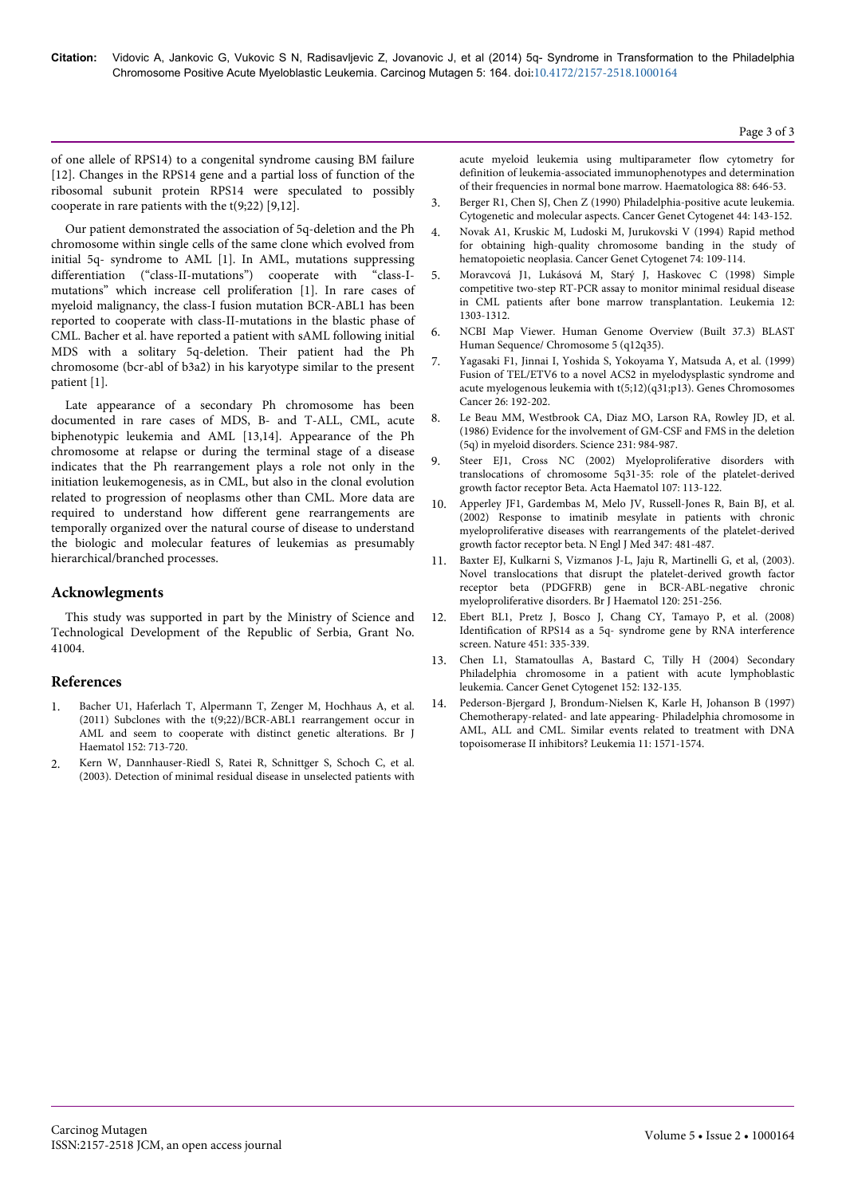of one allele of RPS14) to a congenital syndrome causing BM failure [12]. Changes in the RPS14 gene and a partial loss of function of the ribosomal subunit protein RPS14 were speculated to possibly cooperate in rare patients with the t(9;22) [9,12].

Our patient demonstrated the association of 5q-deletion and the Ph chromosome within single cells of the same clone which evolved from initial 5q- syndrome to AML [1]. In AML, mutations suppressing differentiation ("class-II-mutations") cooperate with "class-I-mutations" which increase cell proliferation [1]. In rare cases of myeloid malignancy, the class-I fusion mutation BCR-ABL1 has been reported to cooperate with class-II-mutations in the blastic phase of CML. Bacher et al. have reported a patient with sAML following initial MDS with a solitary 5q-deletion. Their patient had the Ph chromosome (bcr-abl of b3a2) in his karyotype similar to the present patient [1].

Late appearance of a secondary Ph chromosome has been documented in rare cases of MDS, B- and T-ALL, CML, acute biphenotypic leukemia and AML [13,14]. Appearance of the Ph chromosome at relapse or during the terminal stage of a disease indicates that the Ph rearrangement plays a role not only in the initiation leukemogenesis, as in CML, but also in the clonal evolution related to progression of neoplasms other than CML. More data are required to understand how different gene rearrangements are temporally organized over the natural course of disease to understand the biologic and molecular features of leukemias as presumably hierarchical/branched processes.

## Acknowlegments

This study was supported in part by the Ministry of Science and Technological Development of the Republic of Serbia, Grant No. 41004.

## References

1. Bacher U1, Haferlach T, Alpermann T, Zenger M, Hochhaus A, et al. (2011) Subclones with the t(9;22)/BCR-ABL1 rearrangement occur in AML and seem to cooperate with distinct genetic alterations. Br J Haematol 152: 713-720.
2. Kern W, Dannhauser-Riedl S, Ratei R, Schnittger S, Schoch C, et al. (2003). Detection of minimal residual disease in unselected patients with acute myeloid leukemia using multiparameter flow cytometry for definition of leukemia-associated immunophenotypes and determination of their frequencies in normal bone marrow. Haematologica 88: 646-53.
3. Berger R1, Chen SJ, Chen Z (1990) Philadelphia-positive acute leukemia. Cytogenetic and molecular aspects. Cancer Genet Cytogenet 44: 143-152.
4. Novak A1, Kruskic M, Ludoski M, Jurukovski V (1994) Rapid method for obtaining high-quality chromosome banding in the study of hematopoietic neoplasia. Cancer Genet Cytogenet 74: 109-114.
5. Moravcová J1, Lukásová M, Starý J, Haskovec C (1998) Simple competitive two-step RT-PCR assay to monitor minimal residual disease in CML patients after bone marrow transplantation. Leukemia 12: 1303-1312.
6. NCBI Map Viewer. Human Genome Overview (Built 37.3) BLAST Human Sequence/ Chromosome 5 (q12q35).
7. Yagasaki F1, Jinnai I, Yoshida S, Yokoyama Y, Matsuda A, et al. (1999) Fusion of TEL/ETV6 to a novel ACS2 in myelodysplastic syndrome and acute myelogenous leukemia with t(5;12)(q31;p13). Genes Chromosomes Cancer 26: 192-202.
8. Le Beau MM, Westbrook CA, Diaz MO, Larson RA, Rowley JD, et al. (1986) Evidence for the involvement of GM-CSF and FMS in the deletion (5q) in myeloid disorders. Science 231: 984-987.
9. Steer EJ1, Cross NC (2002) Myeloproliferative disorders with translocations of chromosome 5q31-35: role of the platelet-derived growth factor receptor Beta. Acta Haematol 107: 113-122.
10. Apperley JF1, Gardembas M, Melo JV, Russell-Jones R, Bain BJ, et al. (2002) Response to imatinib mesylate in patients with chronic myeloproliferative diseases with rearrangements of the platelet-derived growth factor receptor beta. N Engl J Med 347: 481-487.
11. Baxter EJ, Kulkarni S, Vizmanos J-L, Jaju R, Martinelli G, et al, (2003). Novel translocations that disrupt the platelet-derived growth factor receptor beta (PDGFRB) gene in BCR-ABL-negative chronic myeloproliferative disorders. Br J Haematol 120: 251-256.
12. Ebert BL1, Pretz J, Bosco J, Chang CY, Tamayo P, et al. (2008) Identification of RPS14 as a 5q- syndrome gene by RNA interference screen. Nature 451: 335-339.
13. Chen L1, Stamatoullas A, Bastard C, Tilly H (2004) Secondary Philadelphia chromosome in a patient with acute lymphoblastic leukemia. Cancer Genet Cytogenet 152: 132-135.
14. Pederson-Bjergard J, Brondum-Nielsen K, Karle H, Johanson B (1997) Chemotherapy-related- and late appearing- Philadelphia chromosome in AML, ALL and CML. Similar events related to treatment with DNA topoisomerase II inhibitors? Leukemia 11: 1571-1574.